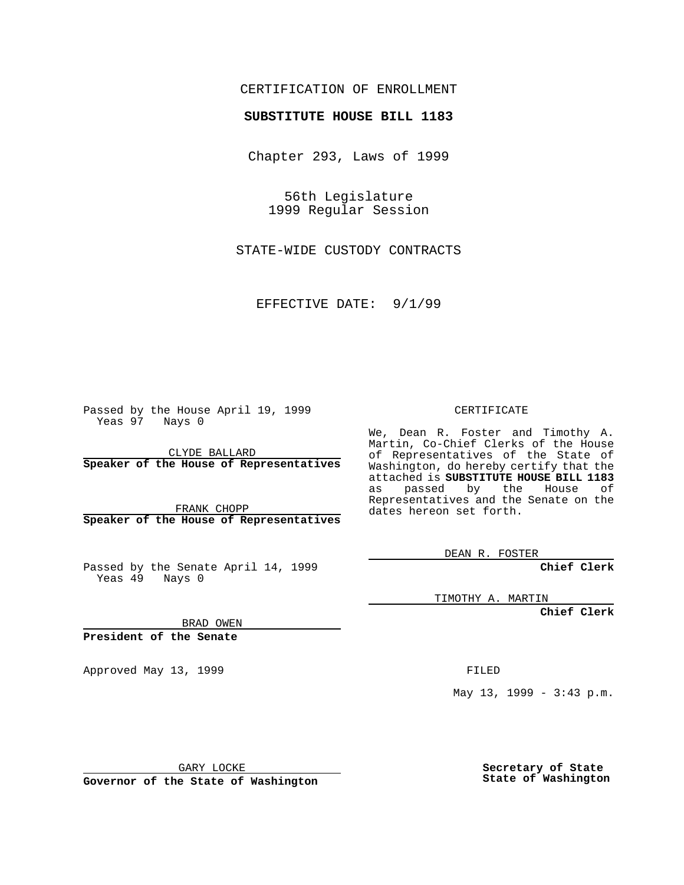CERTIFICATION OF ENROLLMENT

**SUBSTITUTE HOUSE BILL 1183**

Chapter 293, Laws of 1999

56th Legislature
1999 Regular Session

STATE-WIDE CUSTODY CONTRACTS

EFFECTIVE DATE: 9/1/99

Passed by the House April 19, 1999
Yeas 97 Nays 0

CLYDE BALLARD
**Speaker of the House of Representatives**

FRANK CHOPP
**Speaker of the House of Representatives**

Passed by the Senate April 14, 1999
Yeas 49 Nays 0

BRAD OWEN
**President of the Senate**

Approved May 13, 1999

GARY LOCKE
**Governor of the State of Washington**

CERTIFICATE

We, Dean R. Foster and Timothy A. Martin, Co-Chief Clerks of the House of Representatives of the State of Washington, do hereby certify that the attached is **SUBSTITUTE HOUSE BILL 1183** as passed by the House of Representatives and the Senate on the dates hereon set forth.

DEAN R. FOSTER
**Chief Clerk**

TIMOTHY A. MARTIN
**Chief Clerk**

FILED

May 13, 1999 - 3:43 p.m.

**Secretary of State**
**State of Washington**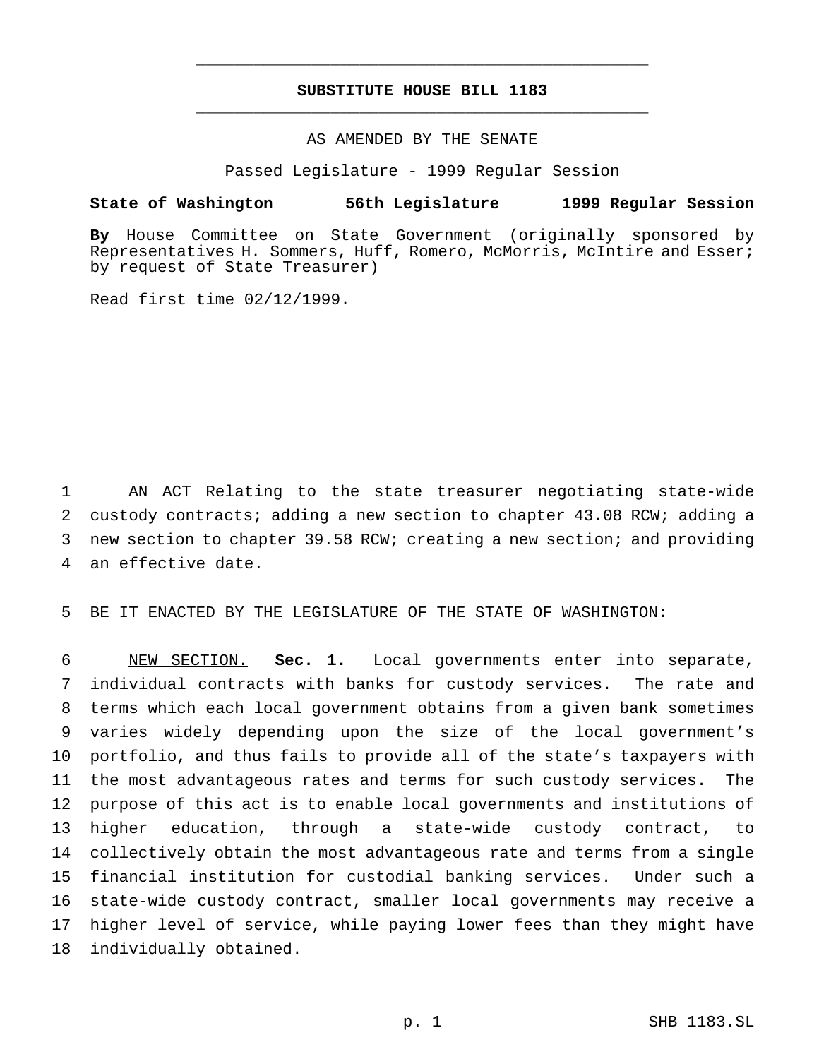# SUBSTITUTE HOUSE BILL 1183

AS AMENDED BY THE SENATE

Passed Legislature - 1999 Regular Session

**State of Washington 56th Legislature 1999 Regular Session**

**By** House Committee on State Government (originally sponsored by Representatives H. Sommers, Huff, Romero, McMorris, McIntire and Esser; by request of State Treasurer)

Read first time 02/12/1999.

AN ACT Relating to the state treasurer negotiating state-wide custody contracts; adding a new section to chapter 43.08 RCW; adding a new section to chapter 39.58 RCW; creating a new section; and providing an effective date.

BE IT ENACTED BY THE LEGISLATURE OF THE STATE OF WASHINGTON:

NEW SECTION. **Sec. 1.** Local governments enter into separate, individual contracts with banks for custody services. The rate and terms which each local government obtains from a given bank sometimes varies widely depending upon the size of the local government's portfolio, and thus fails to provide all of the state's taxpayers with the most advantageous rates and terms for such custody services. The purpose of this act is to enable local governments and institutions of higher education, through a state-wide custody contract, to collectively obtain the most advantageous rate and terms from a single financial institution for custodial banking services. Under such a state-wide custody contract, smaller local governments may receive a higher level of service, while paying lower fees than they might have individually obtained.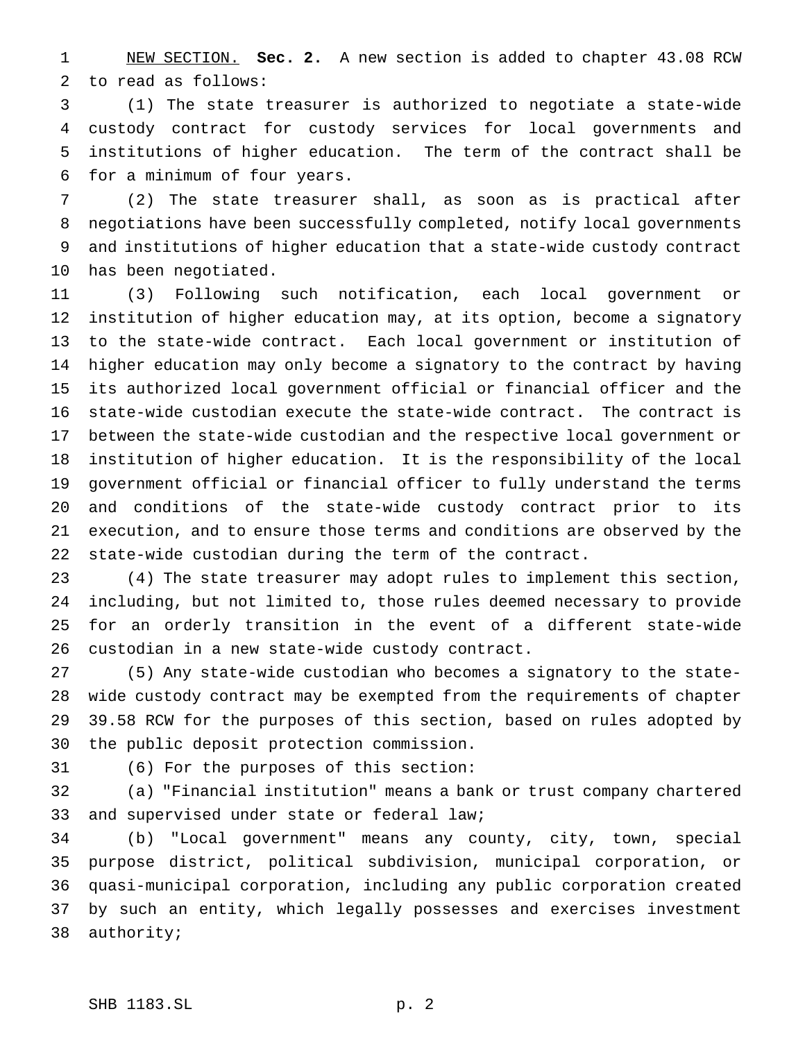NEW SECTION. **Sec. 2.** A new section is added to chapter 43.08 RCW to read as follows:

(1) The state treasurer is authorized to negotiate a state-wide custody contract for custody services for local governments and institutions of higher education. The term of the contract shall be for a minimum of four years.

(2) The state treasurer shall, as soon as is practical after negotiations have been successfully completed, notify local governments and institutions of higher education that a state-wide custody contract has been negotiated.

(3) Following such notification, each local government or institution of higher education may, at its option, become a signatory to the state-wide contract. Each local government or institution of higher education may only become a signatory to the contract by having its authorized local government official or financial officer and the state-wide custodian execute the state-wide contract. The contract is between the state-wide custodian and the respective local government or institution of higher education. It is the responsibility of the local government official or financial officer to fully understand the terms and conditions of the state-wide custody contract prior to its execution, and to ensure those terms and conditions are observed by the state-wide custodian during the term of the contract.

(4) The state treasurer may adopt rules to implement this section, including, but not limited to, those rules deemed necessary to provide for an orderly transition in the event of a different state-wide custodian in a new state-wide custody contract.

(5) Any state-wide custodian who becomes a signatory to the state-wide custody contract may be exempted from the requirements of chapter 39.58 RCW for the purposes of this section, based on rules adopted by the public deposit protection commission.

(6) For the purposes of this section:

(a) "Financial institution" means a bank or trust company chartered and supervised under state or federal law;

(b) "Local government" means any county, city, town, special purpose district, political subdivision, municipal corporation, or quasi-municipal corporation, including any public corporation created by such an entity, which legally possesses and exercises investment authority;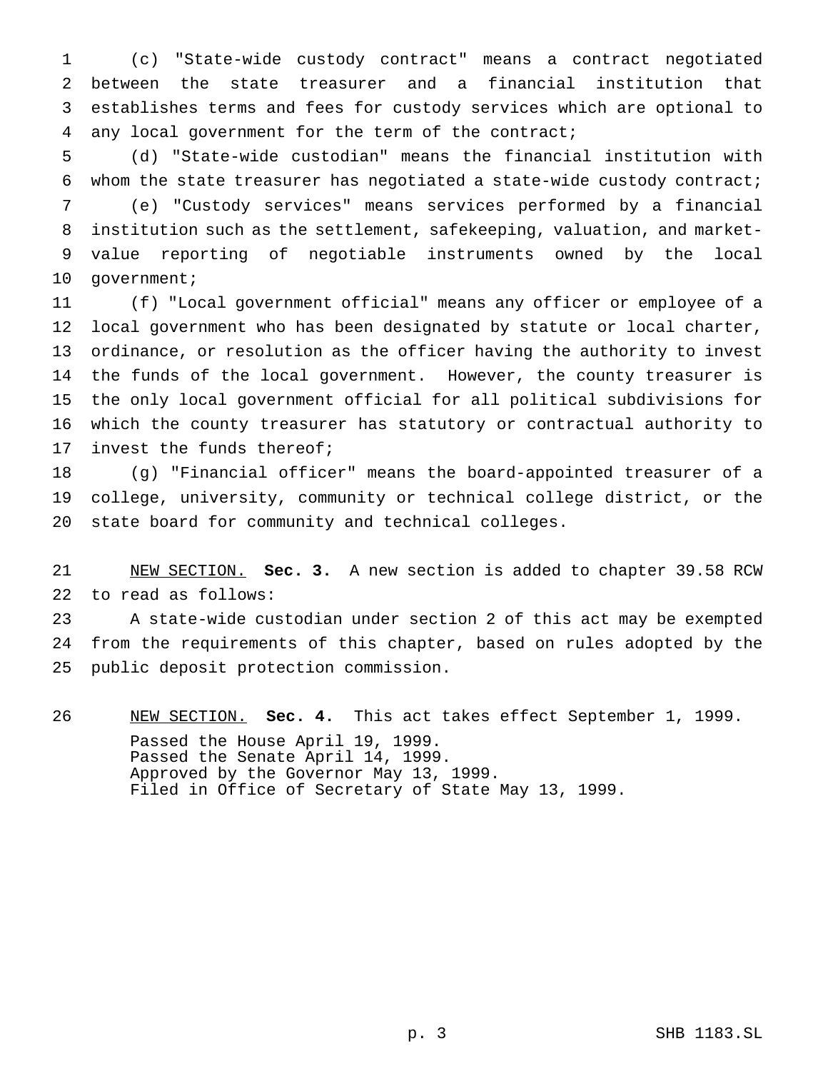(c) "State-wide custody contract" means a contract negotiated between the state treasurer and a financial institution that establishes terms and fees for custody services which are optional to any local government for the term of the contract;

(d) "State-wide custodian" means the financial institution with whom the state treasurer has negotiated a state-wide custody contract;

(e) "Custody services" means services performed by a financial institution such as the settlement, safekeeping, valuation, and market-value reporting of negotiable instruments owned by the local government;

(f) "Local government official" means any officer or employee of a local government who has been designated by statute or local charter, ordinance, or resolution as the officer having the authority to invest the funds of the local government. However, the county treasurer is the only local government official for all political subdivisions for which the county treasurer has statutory or contractual authority to invest the funds thereof;

(g) "Financial officer" means the board-appointed treasurer of a college, university, community or technical college district, or the state board for community and technical colleges.

NEW SECTION. **Sec. 3.** A new section is added to chapter 39.58 RCW to read as follows:

A state-wide custodian under section 2 of this act may be exempted from the requirements of this chapter, based on rules adopted by the public deposit protection commission.

NEW SECTION. **Sec. 4.** This act takes effect September 1, 1999.

Passed the House April 19, 1999.
Passed the Senate April 14, 1999.
Approved by the Governor May 13, 1999.
Filed in Office of Secretary of State May 13, 1999.